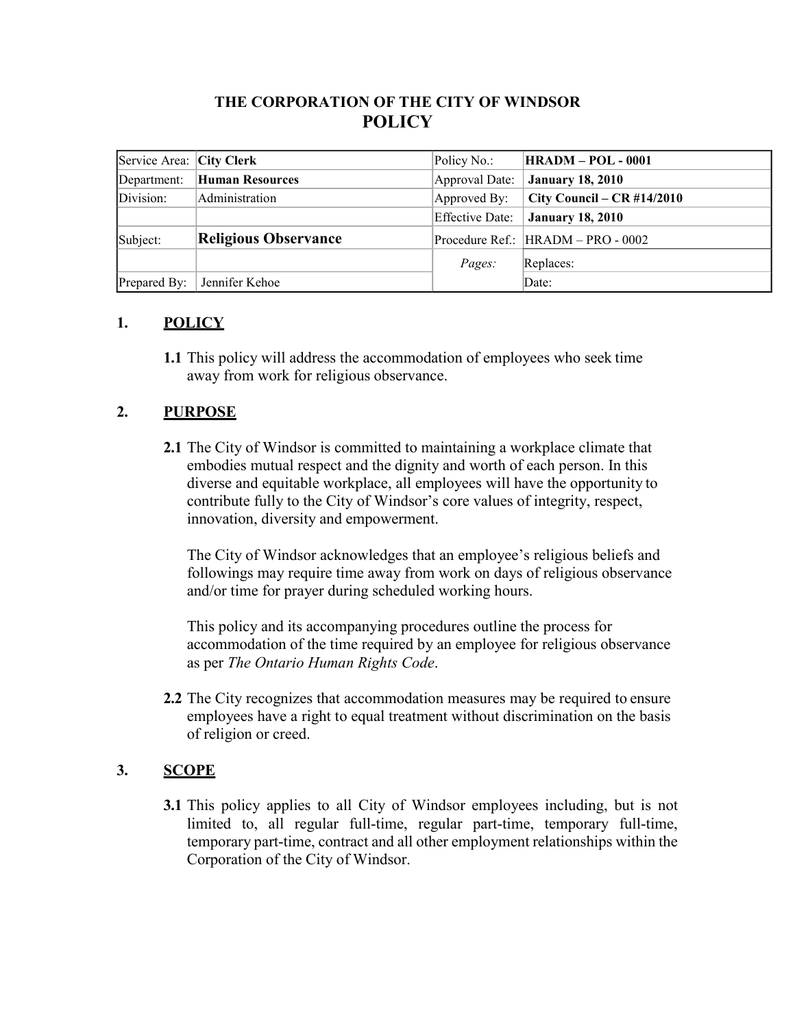# THE CORPORATION OF THE CITY OF WINDSOR
# POLICY

| Service Area: | **City Clerk** | Policy No.: | **HRADM – POL - 0001** |
|---|---|---|---|
| Department: | **Human Resources** | Approval Date: | **January 18, 2010** |
| Division: | Administration | Approved By: | **City Council – CR #14/2010** |
| | | Effective Date: | **January 18, 2010** |
| Subject: | **Religious Observance** | Procedure Ref.: | HRADM – PRO - 0002 |
| | | *Pages:* | Replaces: |
| Prepared By: | Jennifer Kehoe | | Date: |

## 1. POLICY

**1.1** This policy will address the accommodation of employees who seek time away from work for religious observance.

## 2. PURPOSE

**2.1** The City of Windsor is committed to maintaining a workplace climate that embodies mutual respect and the dignity and worth of each person. In this diverse and equitable workplace, all employees will have the opportunity to contribute fully to the City of Windsor's core values of integrity, respect, innovation, diversity and empowerment.

The City of Windsor acknowledges that an employee's religious beliefs and followings may require time away from work on days of religious observance and/or time for prayer during scheduled working hours.

This policy and its accompanying procedures outline the process for accommodation of the time required by an employee for religious observance as per *The Ontario Human Rights Code*.

**2.2** The City recognizes that accommodation measures may be required to ensure employees have a right to equal treatment without discrimination on the basis of religion or creed.

## 3. SCOPE

**3.1** This policy applies to all City of Windsor employees including, but is not limited to, all regular full-time, regular part-time, temporary full-time, temporary part-time, contract and all other employment relationships within the Corporation of the City of Windsor.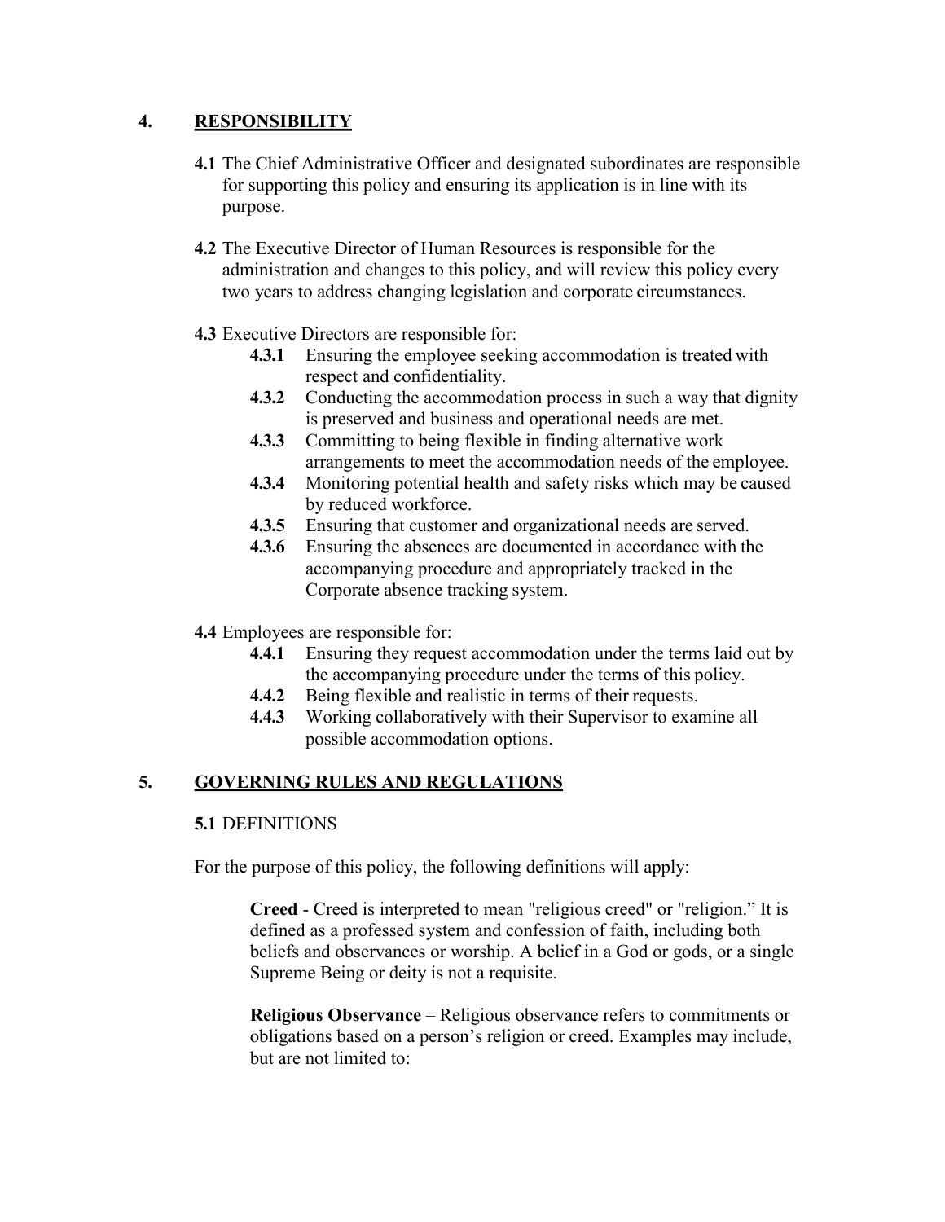## 4. RESPONSIBILITY

**4.1** The Chief Administrative Officer and designated subordinates are responsible for supporting this policy and ensuring its application is in line with its purpose.

**4.2** The Executive Director of Human Resources is responsible for the administration and changes to this policy, and will review this policy every two years to address changing legislation and corporate circumstances.

**4.3** Executive Directors are responsible for:

- **4.3.1** Ensuring the employee seeking accommodation is treated with respect and confidentiality.
- **4.3.2** Conducting the accommodation process in such a way that dignity is preserved and business and operational needs are met.
- **4.3.3** Committing to being flexible in finding alternative work arrangements to meet the accommodation needs of the employee.
- **4.3.4** Monitoring potential health and safety risks which may be caused by reduced workforce.
- **4.3.5** Ensuring that customer and organizational needs are served.
- **4.3.6** Ensuring the absences are documented in accordance with the accompanying procedure and appropriately tracked in the Corporate absence tracking system.

**4.4** Employees are responsible for:

- **4.4.1** Ensuring they request accommodation under the terms laid out by the accompanying procedure under the terms of this policy.
- **4.4.2** Being flexible and realistic in terms of their requests.
- **4.4.3** Working collaboratively with their Supervisor to examine all possible accommodation options.

## 5. GOVERNING RULES AND REGULATIONS

**5.1** DEFINITIONS

For the purpose of this policy, the following definitions will apply:

**Creed** - Creed is interpreted to mean "religious creed" or "religion." It is defined as a professed system and confession of faith, including both beliefs and observances or worship. A belief in a God or gods, or a single Supreme Being or deity is not a requisite.

**Religious Observance** – Religious observance refers to commitments or obligations based on a person's religion or creed. Examples may include, but are not limited to: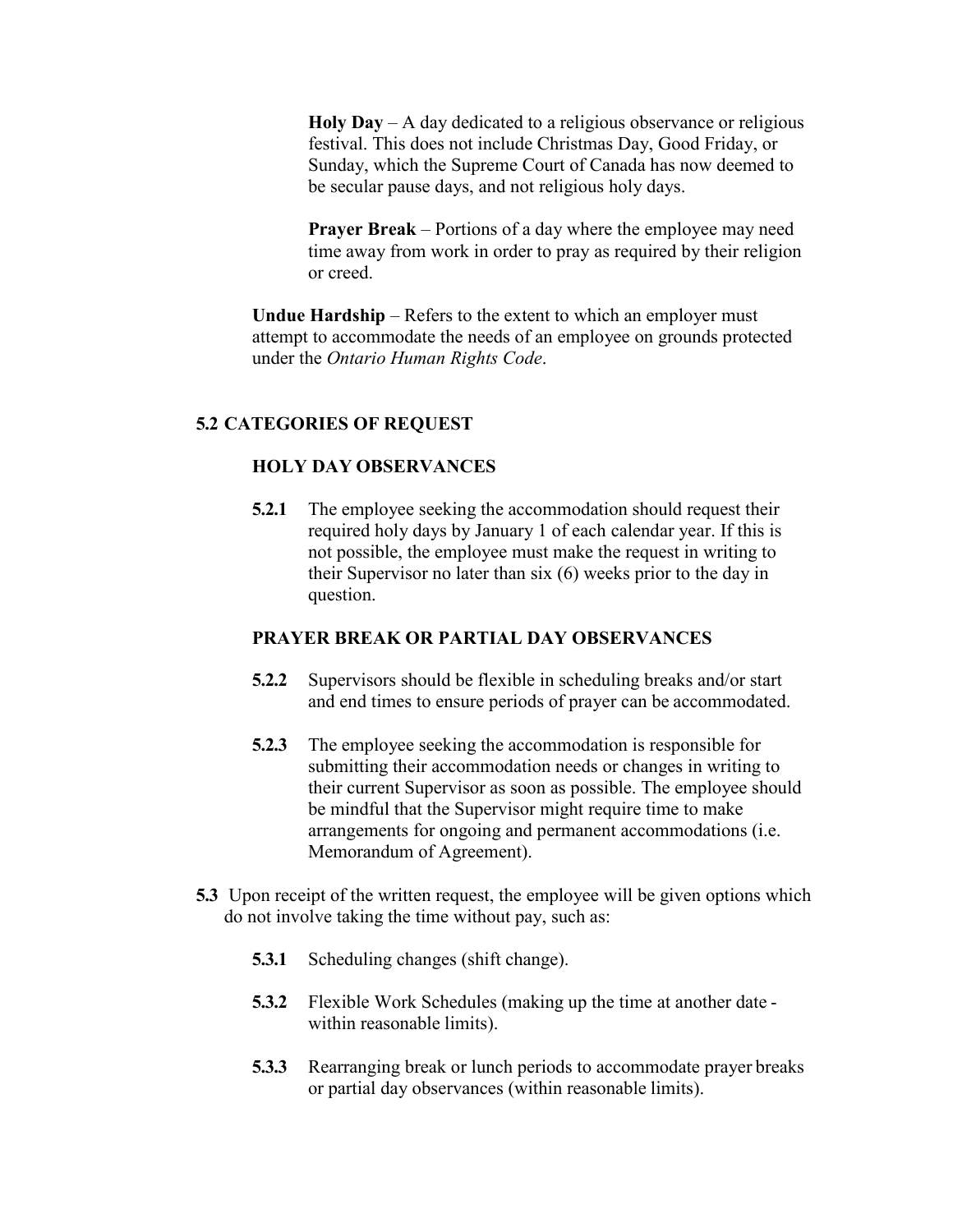**Holy Day** – A day dedicated to a religious observance or religious festival. This does not include Christmas Day, Good Friday, or Sunday, which the Supreme Court of Canada has now deemed to be secular pause days, and not religious holy days.

**Prayer Break** – Portions of a day where the employee may need time away from work in order to pray as required by their religion or creed.

**Undue Hardship** – Refers to the extent to which an employer must attempt to accommodate the needs of an employee on grounds protected under the *Ontario Human Rights Code*.

## 5.2 CATEGORIES OF REQUEST

### HOLY DAY OBSERVANCES

**5.2.1** The employee seeking the accommodation should request their required holy days by January 1 of each calendar year. If this is not possible, the employee must make the request in writing to their Supervisor no later than six (6) weeks prior to the day in question.

### PRAYER BREAK OR PARTIAL DAY OBSERVANCES

**5.2.2** Supervisors should be flexible in scheduling breaks and/or start and end times to ensure periods of prayer can be accommodated.

**5.2.3** The employee seeking the accommodation is responsible for submitting their accommodation needs or changes in writing to their current Supervisor as soon as possible. The employee should be mindful that the Supervisor might require time to make arrangements for ongoing and permanent accommodations (i.e. Memorandum of Agreement).

**5.3** Upon receipt of the written request, the employee will be given options which do not involve taking the time without pay, such as:

**5.3.1** Scheduling changes (shift change).

**5.3.2** Flexible Work Schedules (making up the time at another date - within reasonable limits).

**5.3.3** Rearranging break or lunch periods to accommodate prayer breaks or partial day observances (within reasonable limits).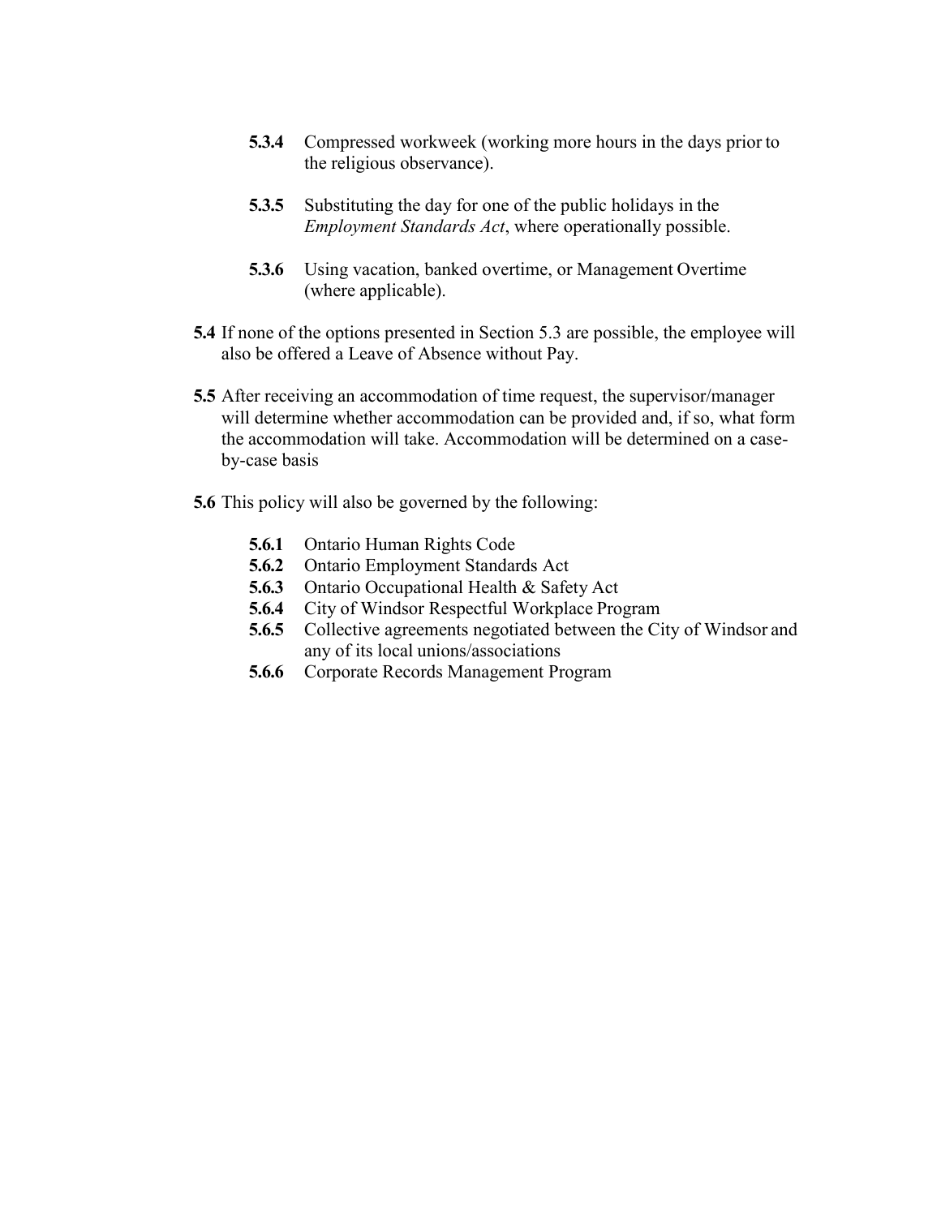- **5.3.4** Compressed workweek (working more hours in the days prior to the religious observance).
- **5.3.5** Substituting the day for one of the public holidays in the *Employment Standards Act*, where operationally possible.
- **5.3.6** Using vacation, banked overtime, or Management Overtime (where applicable).

**5.4** If none of the options presented in Section 5.3 are possible, the employee will also be offered a Leave of Absence without Pay.

**5.5** After receiving an accommodation of time request, the supervisor/manager will determine whether accommodation can be provided and, if so, what form the accommodation will take. Accommodation will be determined on a case-by-case basis

**5.6** This policy will also be governed by the following:

- **5.6.1** Ontario Human Rights Code
- **5.6.2** Ontario Employment Standards Act
- **5.6.3** Ontario Occupational Health & Safety Act
- **5.6.4** City of Windsor Respectful Workplace Program
- **5.6.5** Collective agreements negotiated between the City of Windsor and any of its local unions/associations
- **5.6.6** Corporate Records Management Program